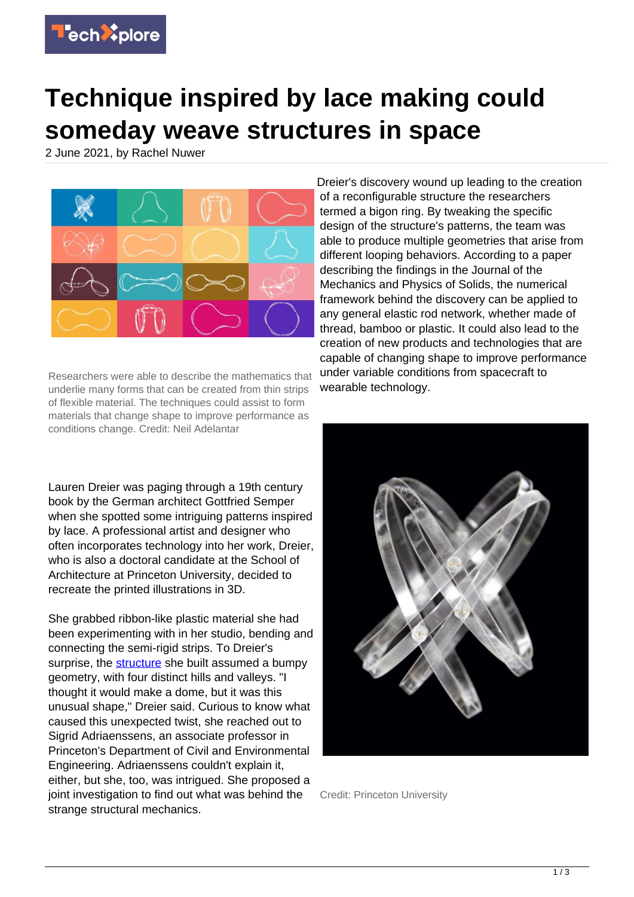# Technique inspired by lace making could someday weave structures in space

2 June 2021, by Rachel Nuwer

Researchers were able to describe the mathematics that underlie many forms that can be created from thin strips of flexible material. The techniques could assist to form materials that change shape to improve performance as conditions change. Credit: Neil Adelantar

Lauren Dreier was paging through a 19th century book by the German architect Gottfried Semper when she spotted some intriguing patterns inspired by lace. A professional artist and designer who often incorporates technology into her work, Dreier, who is also a doctoral candidate at the School of Architecture at Princeton University, decided to recreate the printed illustrations in 3D.

She grabbed ribbon-like plastic material she had been experimenting with in her studio, bending and connecting the semi-rigid strips. To Dreier's surprise, the structure she built assumed a bumpy geometry, with four distinct hills and valleys. "I thought it would make a dome, but it was this unusual shape," Dreier said. Curious to know what caused this unexpected twist, she reached out to Sigrid Adriaenssens, an associate professor in Princeton's Department of Civil and Environmental Engineering. Adriaenssens couldn't explain it, either, but she, too, was intrigued. She proposed a joint investigation to find out what was behind the strange structural mechanics.

Dreier's discovery wound up leading to the creation of a reconfigurable structure the researchers termed a bigon ring. By tweaking the specific design of the structure's patterns, the team was able to produce multiple geometries that arise from different looping behaviors. According to a paper describing the findings in the Journal of the Mechanics and Physics of Solids, the numerical framework behind the discovery can be applied to any general elastic rod network, whether made of thread, bamboo or plastic. It could also lead to the creation of new products and technologies that are capable of changing shape to improve performance under variable conditions from spacecraft to wearable technology.

Credit: Princeton University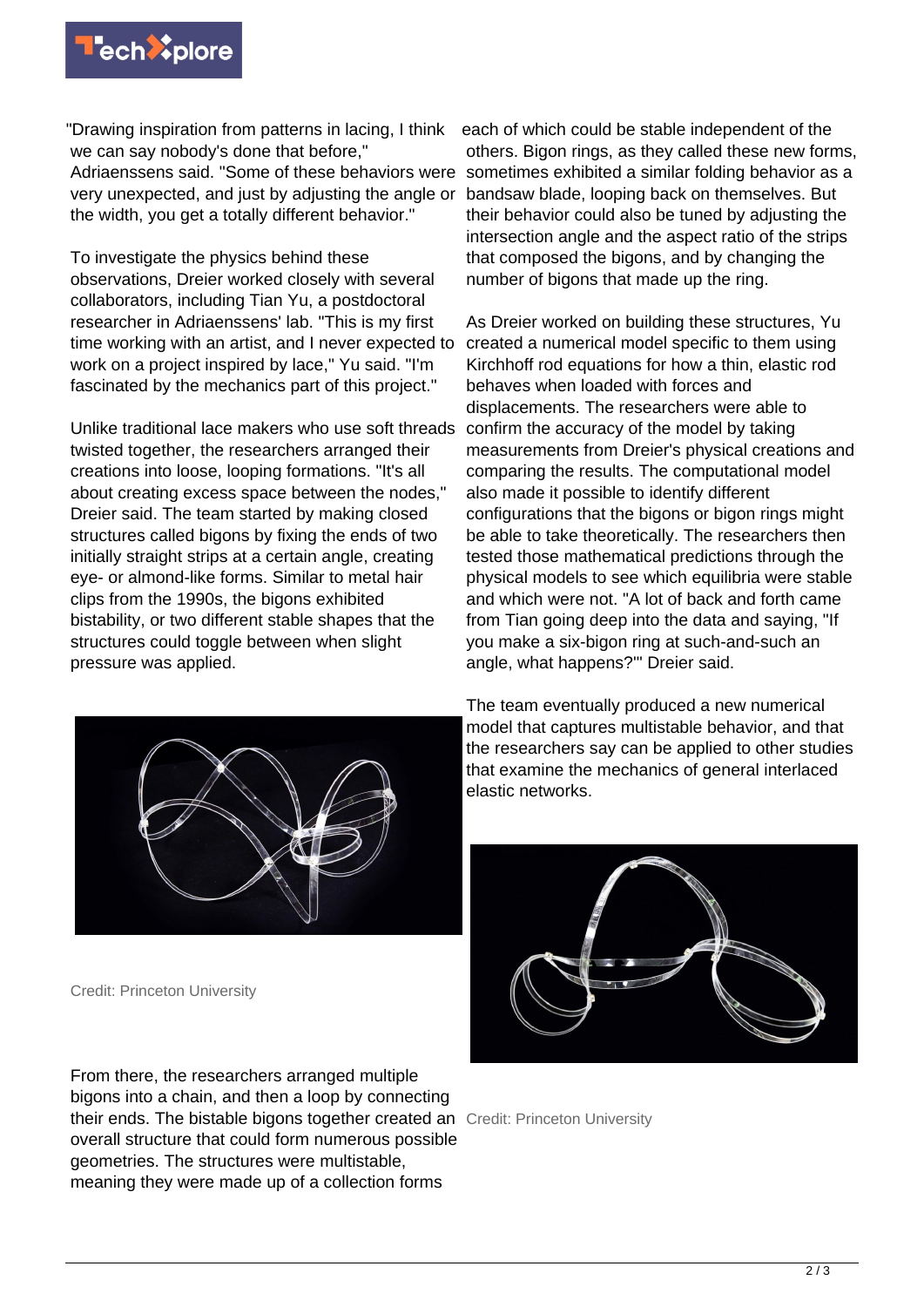"Drawing inspiration from patterns in lacing, I think we can say nobody's done that before," Adriaenssens said. "Some of these behaviors were very unexpected, and just by adjusting the angle or the width, you get a totally different behavior."

To investigate the physics behind these observations, Dreier worked closely with several collaborators, including Tian Yu, a postdoctoral researcher in Adriaenssens' lab. "This is my first time working with an artist, and I never expected to work on a project inspired by lace," Yu said. "I'm fascinated by the mechanics part of this project."

Unlike traditional lace makers who use soft threads twisted together, the researchers arranged their creations into loose, looping formations. "It's all about creating excess space between the nodes," Dreier said. The team started by making closed structures called bigons by fixing the ends of two initially straight strips at a certain angle, creating eye- or almond-like forms. Similar to metal hair clips from the 1990s, the bigons exhibited bistability, or two different stable shapes that the structures could toggle between when slight pressure was applied.

Credit: Princeton University

From there, the researchers arranged multiple bigons into a chain, and then a loop by connecting their ends. The bistable bigons together created an overall structure that could form numerous possible geometries. The structures were multistable, meaning they were made up of a collection forms each of which could be stable independent of the others. Bigon rings, as they called these new forms, sometimes exhibited a similar folding behavior as a bandsaw blade, looping back on themselves. But their behavior could also be tuned by adjusting the intersection angle and the aspect ratio of the strips that composed the bigons, and by changing the number of bigons that made up the ring.

As Dreier worked on building these structures, Yu created a numerical model specific to them using Kirchhoff rod equations for how a thin, elastic rod behaves when loaded with forces and displacements. The researchers were able to confirm the accuracy of the model by taking measurements from Dreier's physical creations and comparing the results. The computational model also made it possible to identify different configurations that the bigons or bigon rings might be able to take theoretically. The researchers then tested those mathematical predictions through the physical models to see which equilibria were stable and which were not. "A lot of back and forth came from Tian going deep into the data and saying, "If you make a six-bigon ring at such-and-such an angle, what happens?"' Dreier said.

The team eventually produced a new numerical model that captures multistable behavior, and that the researchers say can be applied to other studies that examine the mechanics of general interlaced elastic networks.

Credit: Princeton University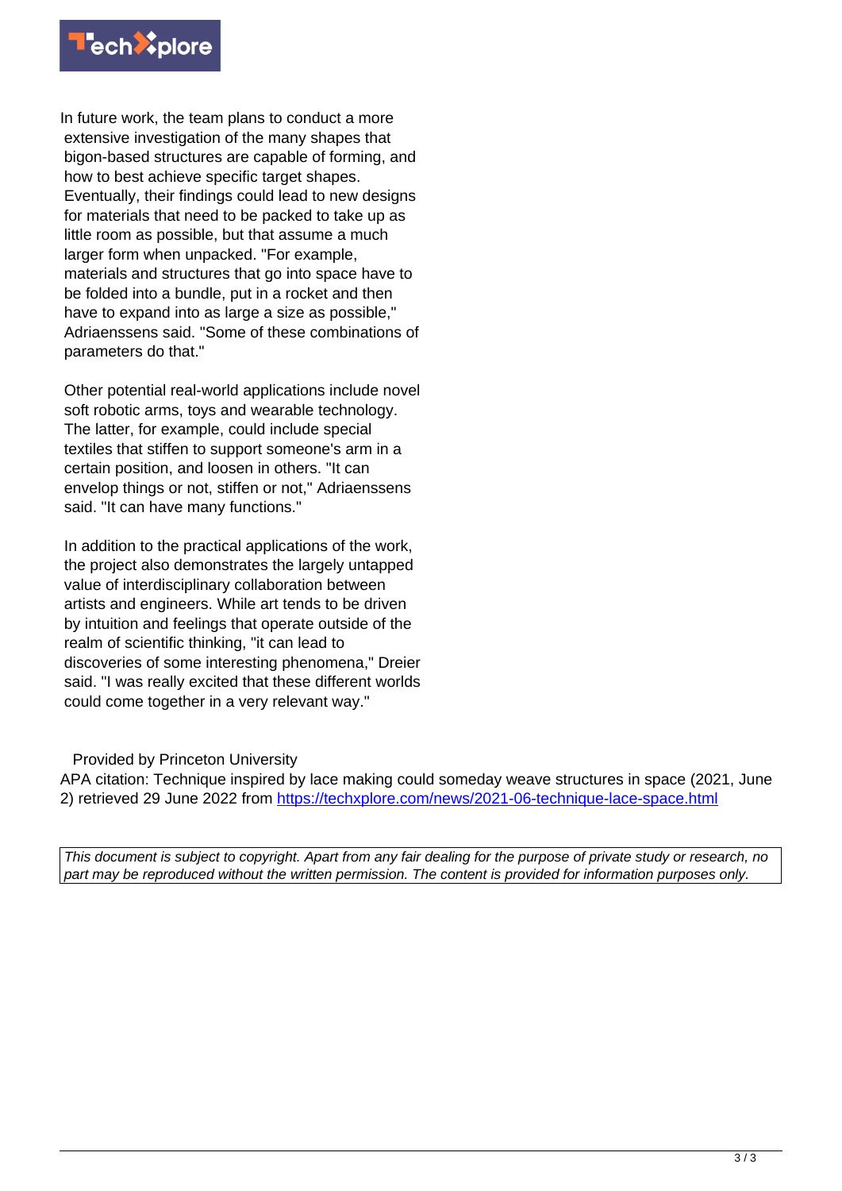In future work, the team plans to conduct a more extensive investigation of the many shapes that bigon-based structures are capable of forming, and how to best achieve specific target shapes. Eventually, their findings could lead to new designs for materials that need to be packed to take up as little room as possible, but that assume a much larger form when unpacked. "For example, materials and structures that go into space have to be folded into a bundle, put in a rocket and then have to expand into as large a size as possible," Adriaenssens said. "Some of these combinations of parameters do that."

Other potential real-world applications include novel soft robotic arms, toys and wearable technology. The latter, for example, could include special textiles that stiffen to support someone's arm in a certain position, and loosen in others. "It can envelop things or not, stiffen or not," Adriaenssens said. "It can have many functions."

In addition to the practical applications of the work, the project also demonstrates the largely untapped value of interdisciplinary collaboration between artists and engineers. While art tends to be driven by intuition and feelings that operate outside of the realm of scientific thinking, "it can lead to discoveries of some interesting phenomena," Dreier said. "I was really excited that these different worlds could come together in a very relevant way."

Provided by Princeton University

APA citation: Technique inspired by lace making could someday weave structures in space (2021, June 2) retrieved 29 June 2022 from https://techxplore.com/news/2021-06-technique-lace-space.html

*This document is subject to copyright. Apart from any fair dealing for the purpose of private study or research, no part may be reproduced without the written permission. The content is provided for information purposes only.*